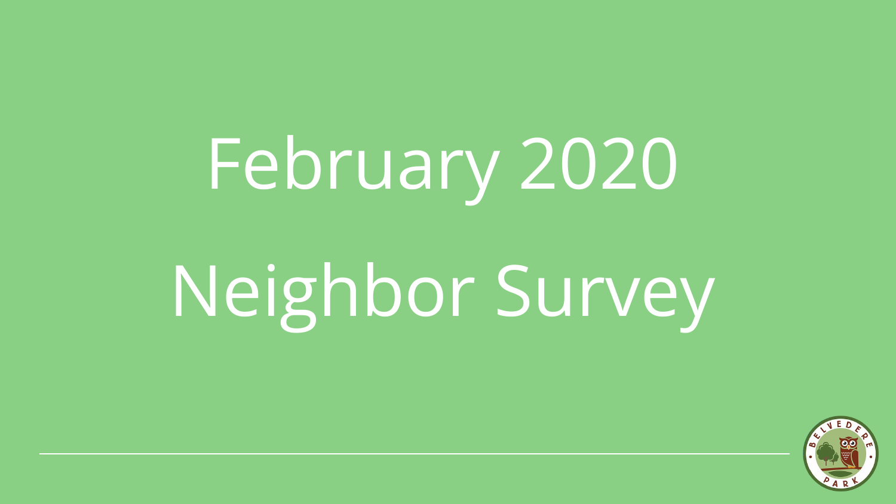# February 2020 Neighbor Survey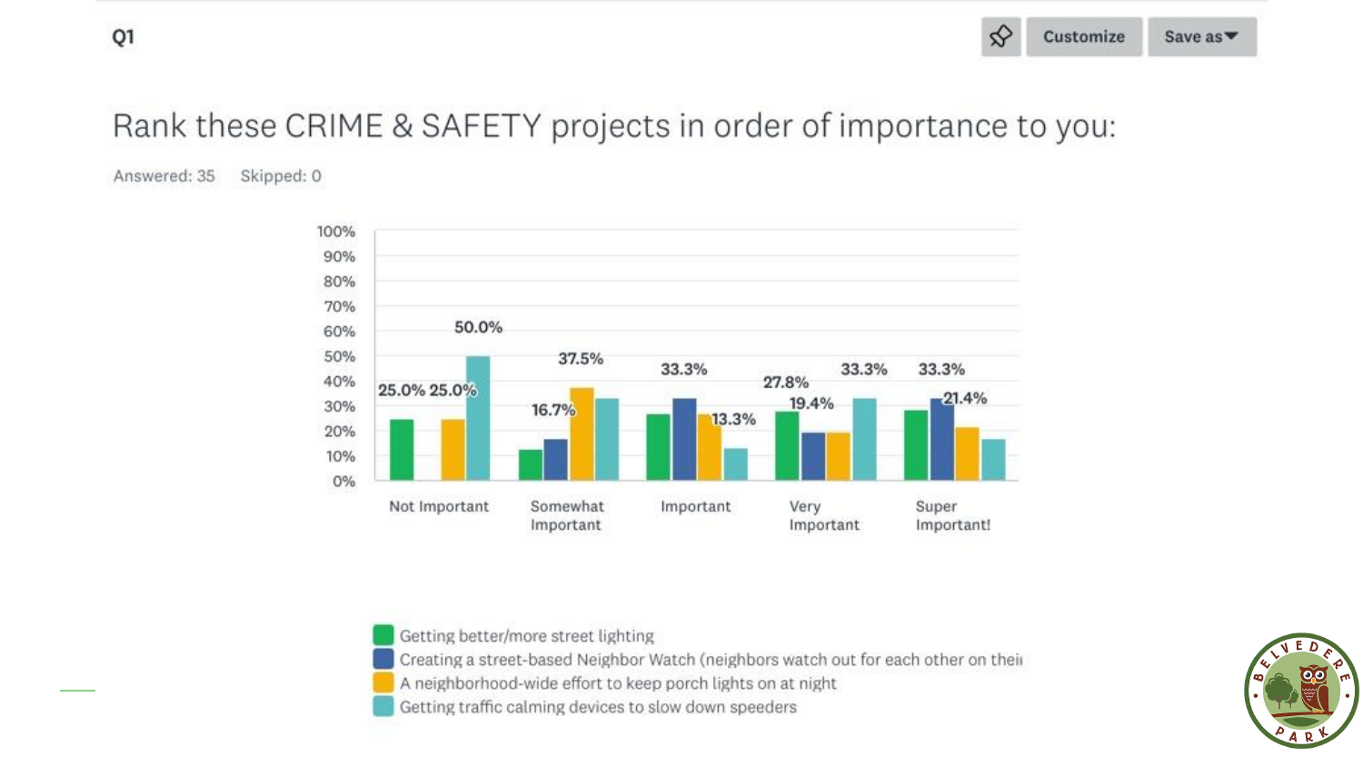Q1

# Rank these CRIME & SAFETY projects in order of importance to you:

Answered: 35    Skipped: 0

| | Not Important | Somewhat Important | Important | Very Important | Super Important! |
|---|---|---|---|---|---|
| Getting better/more street lighting | 25.0% | | | 27.8% | |
| Creating a street-based Neighbor Watch (neighbors watch out for each other on their | | 16.7% | 33.3% | 19.4% | 33.3% |
| A neighborhood-wide effort to keep porch lights on at night | 25.0% | 37.5% | | | 21.4% |
| Getting traffic calming devices to slow down speeders | 50.0% | | 13.3% | 33.3% | |

- Getting better/more street lighting
- Creating a street-based Neighbor Watch (neighbors watch out for each other on their
- A neighborhood-wide effort to keep porch lights on at night
- Getting traffic calming devices to slow down speeders

BELVEDERE PARK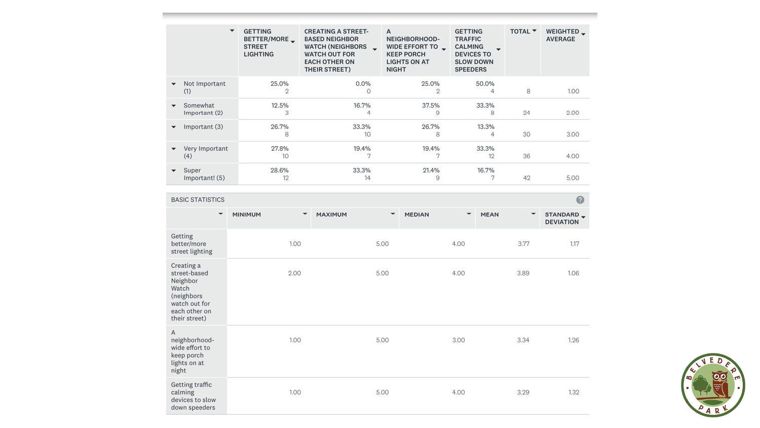| | GETTING BETTER/MORE STREET LIGHTING | CREATING A STREET-BASED NEIGHBOR WATCH (NEIGHBORS WATCH OUT FOR EACH OTHER ON THEIR STREET) | A NEIGHBORHOOD-WIDE EFFORT TO KEEP PORCH LIGHTS ON AT NIGHT | GETTING TRAFFIC CALMING DEVICES TO SLOW DOWN SPEEDERS | TOTAL | WEIGHTED AVERAGE |
|---|---|---|---|---|---|---|
| Not Important (1) | 25.0%<br>2 | 0.0%<br>0 | 25.0%<br>2 | 50.0%<br>4 | 8 | 1.00 |
| Somewhat Important (2) | 12.5%<br>3 | 16.7%<br>4 | 37.5%<br>9 | 33.3%<br>8 | 24 | 2.00 |
| Important (3) | 26.7%<br>8 | 33.3%<br>10 | 26.7%<br>8 | 13.3%<br>4 | 30 | 3.00 |
| Very Important (4) | 27.8%<br>10 | 19.4%<br>7 | 19.4%<br>7 | 33.3%<br>12 | 36 | 4.00 |
| Super Important! (5) | 28.6%<br>12 | 33.3%<br>14 | 21.4%<br>9 | 16.7%<br>7 | 42 | 5.00 |

BASIC STATISTICS

| | MINIMUM | MAXIMUM | MEDIAN | MEAN | STANDARD DEVIATION |
|---|---|---|---|---|---|
| Getting better/more street lighting | 1.00 | 5.00 | 4.00 | 3.77 | 1.17 |
| Creating a street-based Neighbor Watch (neighbors watch out for each other on their street) | 2.00 | 5.00 | 4.00 | 3.89 | 1.06 |
| A neighborhood-wide effort to keep porch lights on at night | 1.00 | 5.00 | 3.00 | 3.34 | 1.26 |
| Getting traffic calming devices to slow down speeders | 1.00 | 5.00 | 4.00 | 3.29 | 1.32 |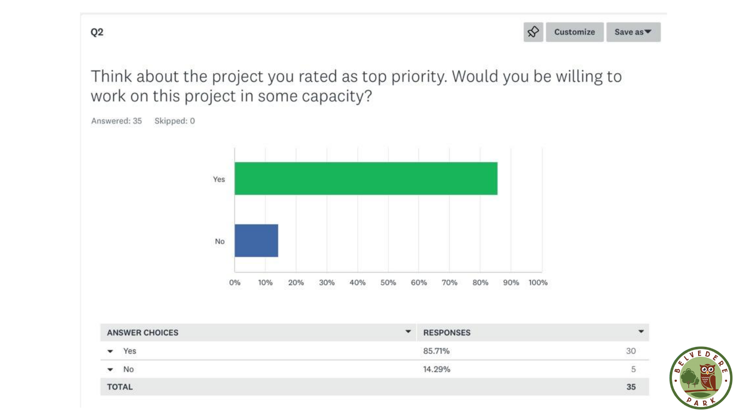## Q2

Think about the project you rated as top priority. Would you be willing to work on this project in some capacity?

Answered: 35 Skipped: 0

| ANSWER CHOICES | RESPONSES | |
|---|---|---|
| Yes | 85.71% | 30 |
| No | 14.29% | 5 |
| **TOTAL** | | **35** |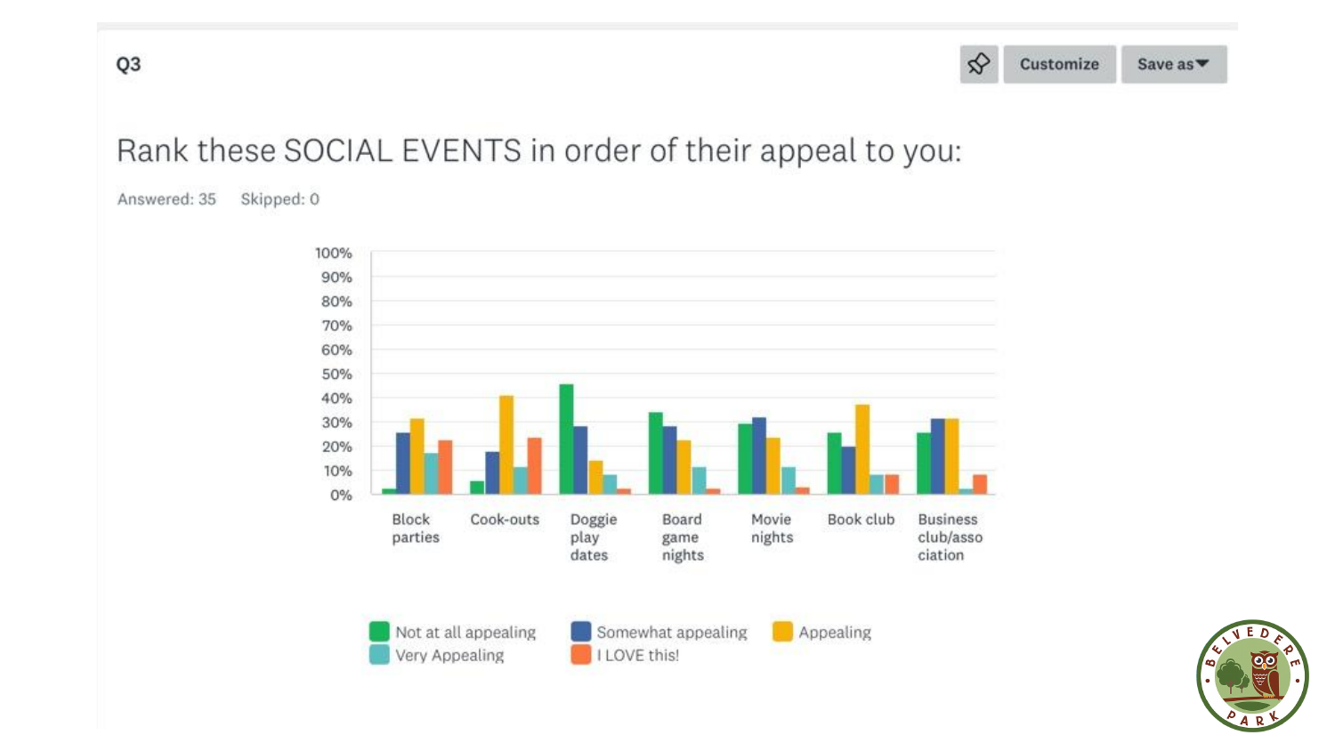## Q3

# Rank these SOCIAL EVENTS in order of their appeal to you:

Answered: 35 Skipped: 0

Legend: Not at all appealing, Somewhat appealing, Appealing, Very Appealing, I LOVE this!

Categories: Block parties, Cook-outs, Doggie play dates, Board game nights, Movie nights, Book club, Business club/association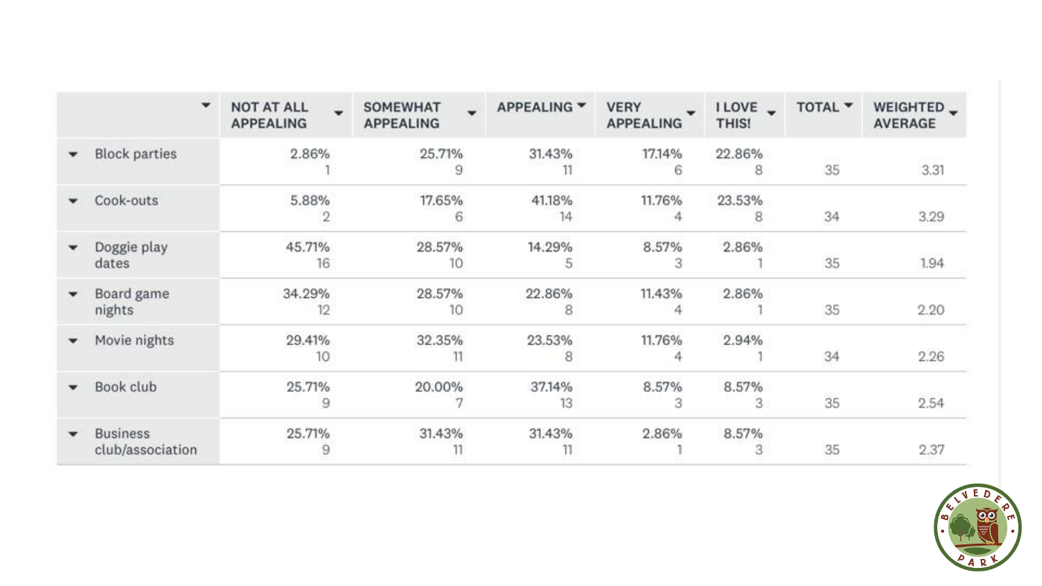| | NOT AT ALL APPEALING | SOMEWHAT APPEALING | APPEALING | VERY APPEALING | I LOVE THIS! | TOTAL | WEIGHTED AVERAGE |
|---|---|---|---|---|---|---|---|
| Block parties | 2.86% 1 | 25.71% 9 | 31.43% 11 | 17.14% 6 | 22.86% 8 | 35 | 3.31 |
| Cook-outs | 5.88% 2 | 17.65% 6 | 41.18% 14 | 11.76% 4 | 23.53% 8 | 34 | 3.29 |
| Doggie play dates | 45.71% 16 | 28.57% 10 | 14.29% 5 | 8.57% 3 | 2.86% 1 | 35 | 1.94 |
| Board game nights | 34.29% 12 | 28.57% 10 | 22.86% 8 | 11.43% 4 | 2.86% 1 | 35 | 2.20 |
| Movie nights | 29.41% 10 | 32.35% 11 | 23.53% 8 | 11.76% 4 | 2.94% 1 | 34 | 2.26 |
| Book club | 25.71% 9 | 20.00% 7 | 37.14% 13 | 8.57% 3 | 8.57% 3 | 35 | 2.54 |
| Business club/association | 25.71% 9 | 31.43% 11 | 31.43% 11 | 2.86% 1 | 8.57% 3 | 35 | 2.37 |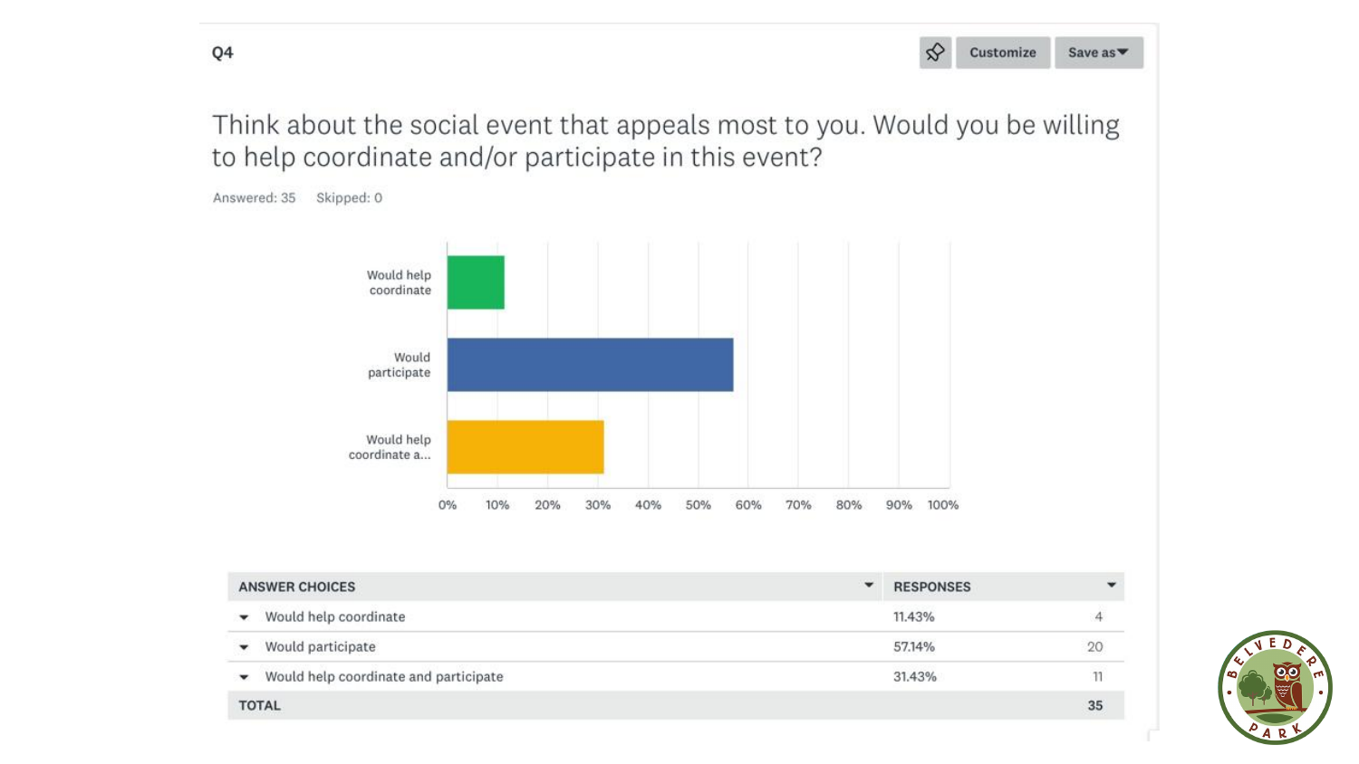## Q4

Think about the social event that appeals most to you. Would you be willing to help coordinate and/or participate in this event?

Answered: 35 Skipped: 0

| ANSWER CHOICES | RESPONSES | |
|---|---|---|
| Would help coordinate | 11.43% | 4 |
| Would participate | 57.14% | 20 |
| Would help coordinate and participate | 31.43% | 11 |
| TOTAL | | 35 |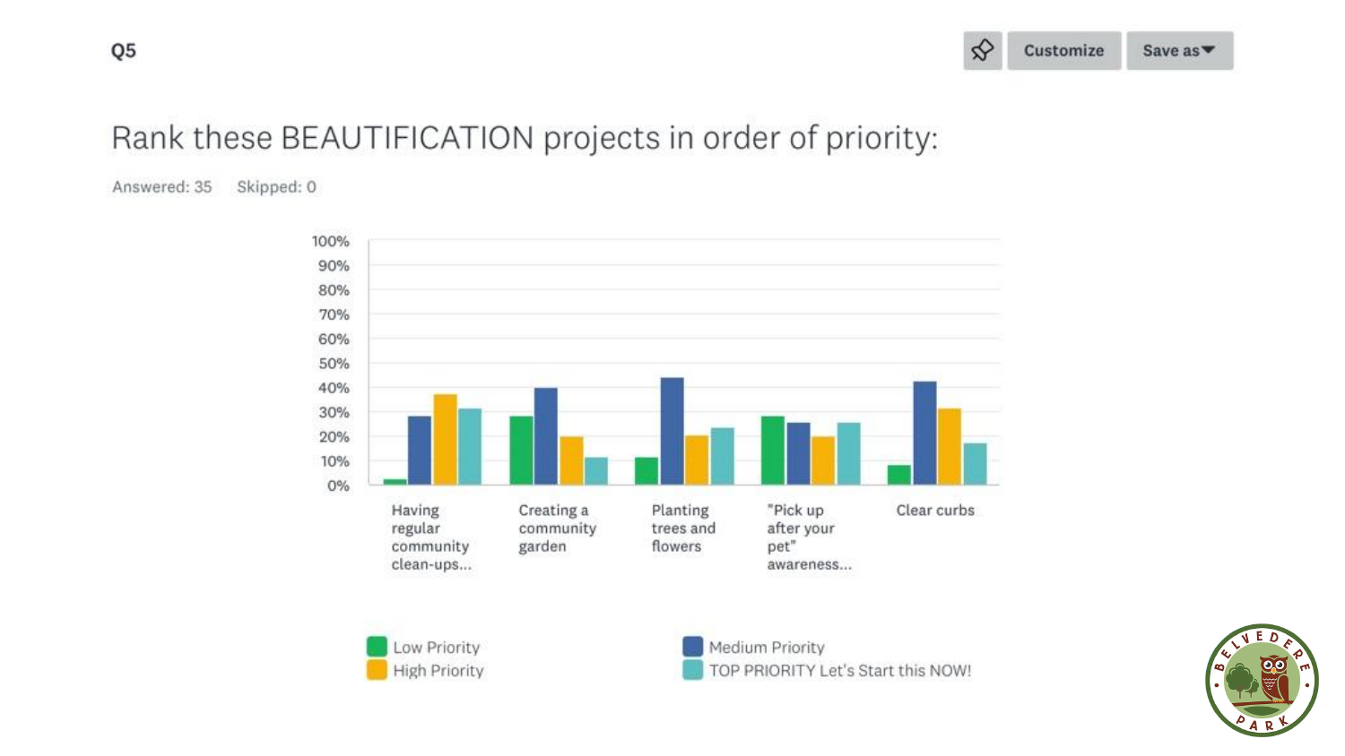Q5

# Rank these BEAUTIFICATION projects in order of priority:

Answered: 35 Skipped: 0

100%
90%
80%
70%
60%
50%
40%
30%
20%
10%
0%

Having regular community clean-ups...

Creating a community garden

Planting trees and flowers

"Pick up after your pet" awareness...

Clear curbs

Low Priority
High Priority
Medium Priority
TOP PRIORITY Let's Start this NOW!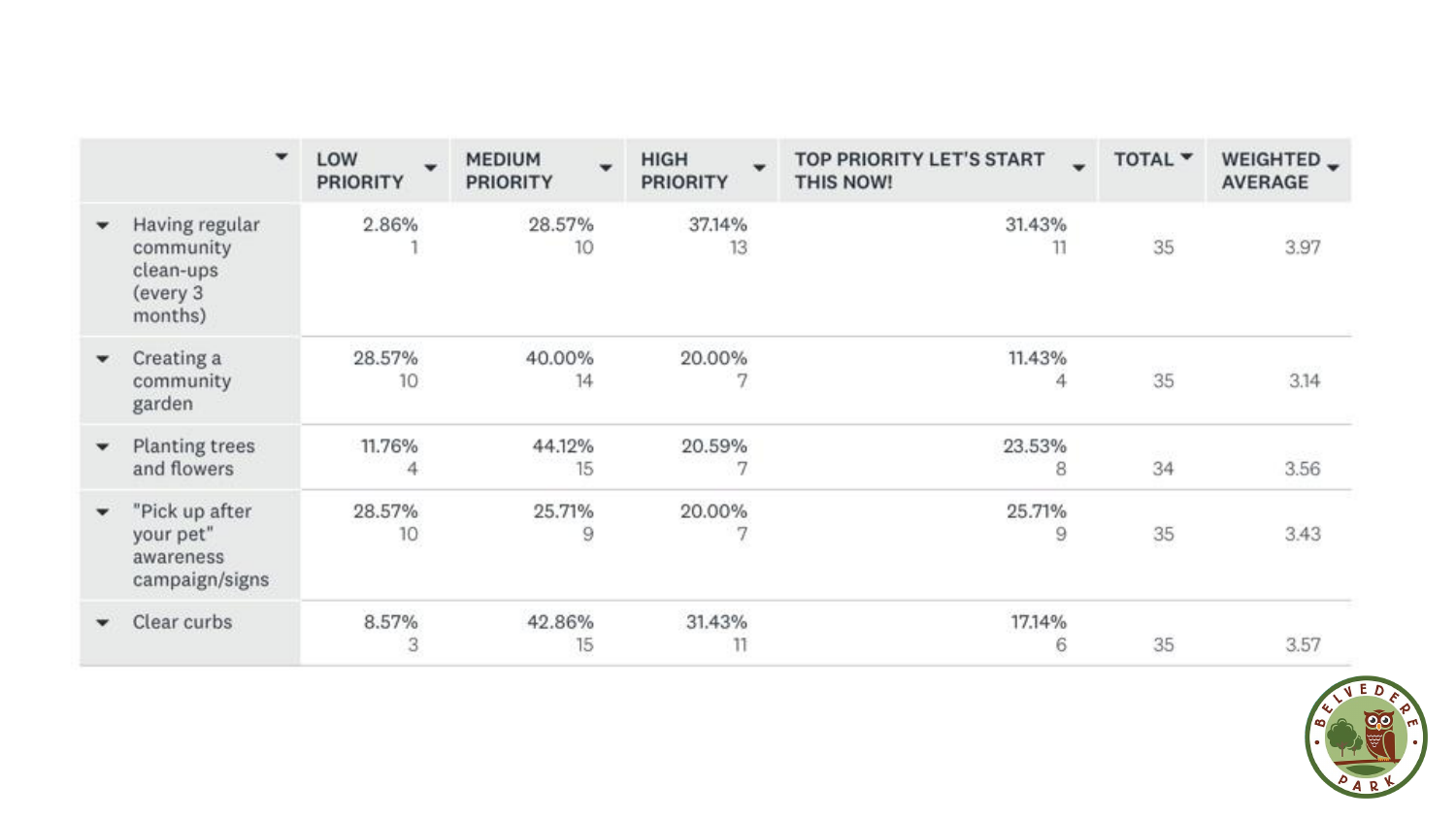| | LOW PRIORITY | MEDIUM PRIORITY | HIGH PRIORITY | TOP PRIORITY LET'S START THIS NOW! | TOTAL | WEIGHTED AVERAGE |
|---|---|---|---|---|---|---|
| Having regular community clean-ups (every 3 months) | 2.86%<br>1 | 28.57%<br>10 | 37.14%<br>13 | 31.43%<br>11 | 35 | 3.97 |
| Creating a community garden | 28.57%<br>10 | 40.00%<br>14 | 20.00%<br>7 | 11.43%<br>4 | 35 | 3.14 |
| Planting trees and flowers | 11.76%<br>4 | 44.12%<br>15 | 20.59%<br>7 | 23.53%<br>8 | 34 | 3.56 |
| "Pick up after your pet" awareness campaign/signs | 28.57%<br>10 | 25.71%<br>9 | 20.00%<br>7 | 25.71%<br>9 | 35 | 3.43 |
| Clear curbs | 8.57%<br>3 | 42.86%<br>15 | 31.43%<br>11 | 17.14%<br>6 | 35 | 3.57 |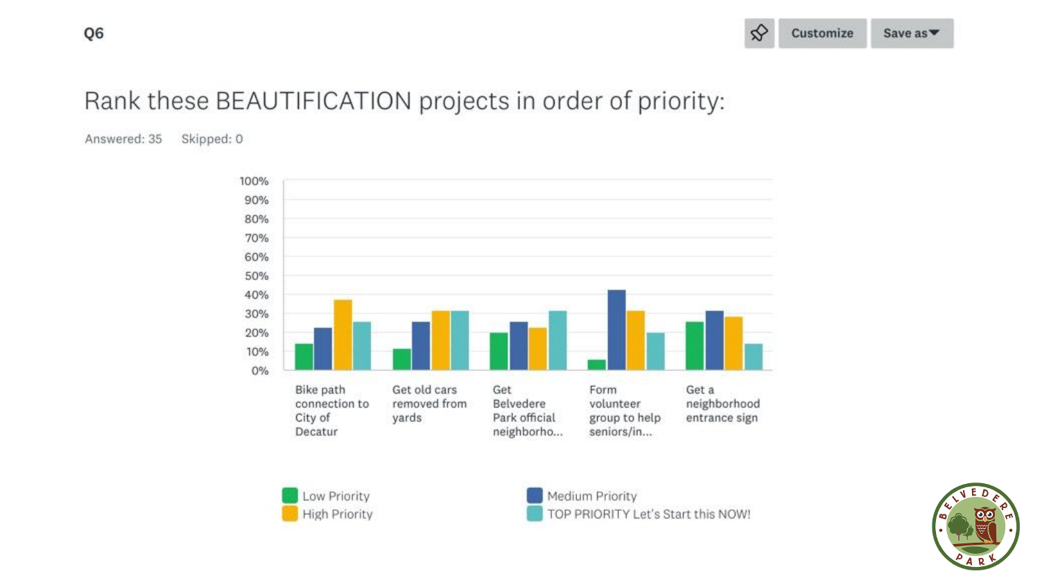Q6

## Rank these BEAUTIFICATION projects in order of priority:

Answered: 35 Skipped: 0

100%
90%
80%
70%
60%
50%
40%
30%
20%
10%
0%

Bike path connection to City of Decatur

Get old cars removed from yards

Get Belvedere Park official neighborho...

Form volunteer group to help seniors/in...

Get a neighborhood entrance sign

Low Priority
Medium Priority
High Priority
TOP PRIORITY Let's Start this NOW!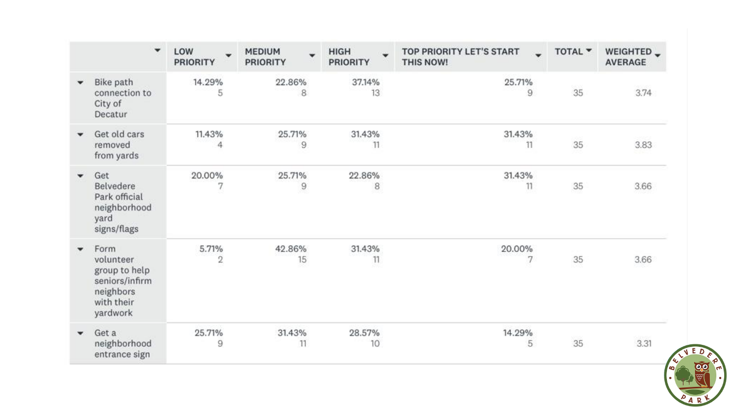| | LOW PRIORITY | MEDIUM PRIORITY | HIGH PRIORITY | TOP PRIORITY LET'S START THIS NOW! | TOTAL | WEIGHTED AVERAGE |
|---|---|---|---|---|---|---|
| Bike path connection to City of Decatur | 14.29%<br>5 | 22.86%<br>8 | 37.14%<br>13 | 25.71%<br>9 | 35 | 3.74 |
| Get old cars removed from yards | 11.43%<br>4 | 25.71%<br>9 | 31.43%<br>11 | 31.43%<br>11 | 35 | 3.83 |
| Get Belvedere Park official neighborhood yard signs/flags | 20.00%<br>7 | 25.71%<br>9 | 22.86%<br>8 | 31.43%<br>11 | 35 | 3.66 |
| Form volunteer group to help seniors/infirm neighbors with their yardwork | 5.71%<br>2 | 42.86%<br>15 | 31.43%<br>11 | 20.00%<br>7 | 35 | 3.66 |
| Get a neighborhood entrance sign | 25.71%<br>9 | 31.43%<br>11 | 28.57%<br>10 | 14.29%<br>5 | 35 | 3.31 |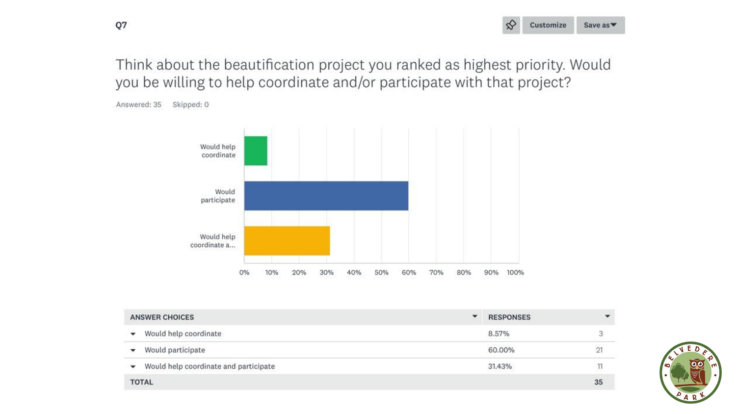## Q7

### Think about the beautification project you ranked as highest priority. Would you be willing to help coordinate and/or participate with that project?

Answered: 35 Skipped: 0

| ANSWER CHOICES | RESPONSES | |
|---|---|---|
| Would help coordinate | 8.57% | 3 |
| Would participate | 60.00% | 21 |
| Would help coordinate and participate | 31.43% | 11 |
| TOTAL | | 35 |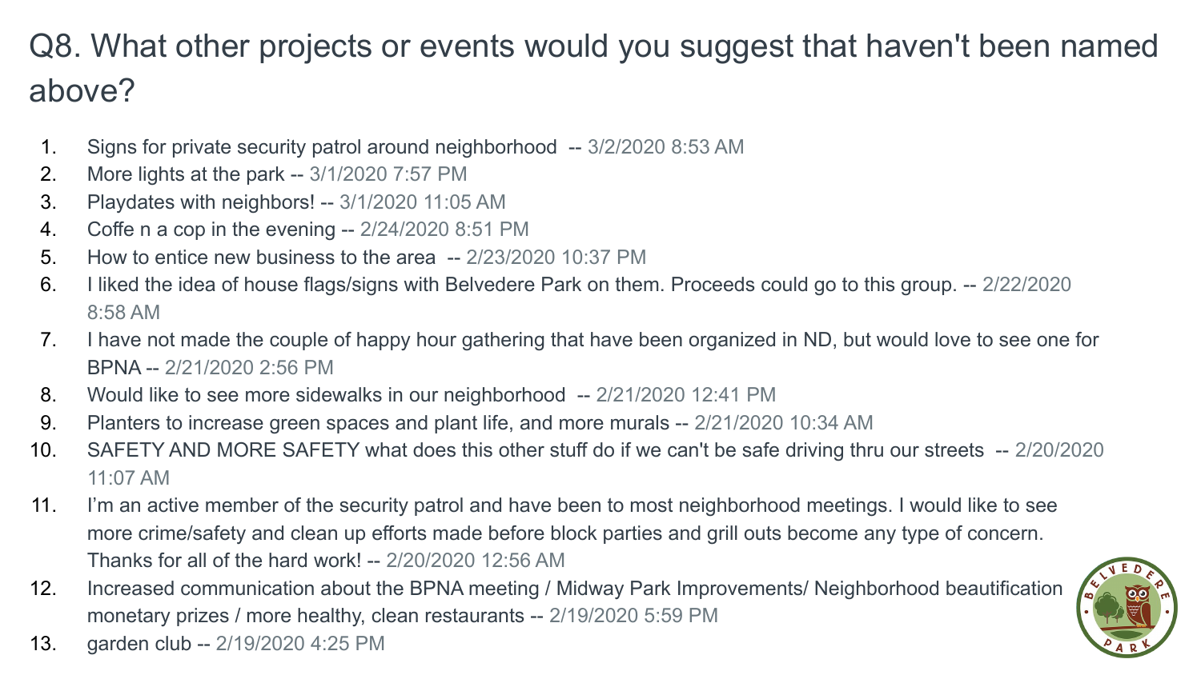# Q8. What other projects or events would you suggest that haven't been named above?

1. Signs for private security patrol around neighborhood -- 3/2/2020 8:53 AM
2. More lights at the park -- 3/1/2020 7:57 PM
3. Playdates with neighbors! -- 3/1/2020 11:05 AM
4. Coffe n a cop in the evening -- 2/24/2020 8:51 PM
5. How to entice new business to the area -- 2/23/2020 10:37 PM
6. I liked the idea of house flags/signs with Belvedere Park on them. Proceeds could go to this group. -- 2/22/2020 8:58 AM
7. I have not made the couple of happy hour gathering that have been organized in ND, but would love to see one for BPNA -- 2/21/2020 2:56 PM
8. Would like to see more sidewalks in our neighborhood -- 2/21/2020 12:41 PM
9. Planters to increase green spaces and plant life, and more murals -- 2/21/2020 10:34 AM
10. SAFETY AND MORE SAFETY what does this other stuff do if we can't be safe driving thru our streets -- 2/20/2020 11:07 AM
11. I'm an active member of the security patrol and have been to most neighborhood meetings. I would like to see more crime/safety and clean up efforts made before block parties and grill outs become any type of concern. Thanks for all of the hard work! -- 2/20/2020 12:56 AM
12. Increased communication about the BPNA meeting / Midway Park Improvements/ Neighborhood beautification monetary prizes / more healthy, clean restaurants -- 2/19/2020 5:59 PM
13. garden club -- 2/19/2020 4:25 PM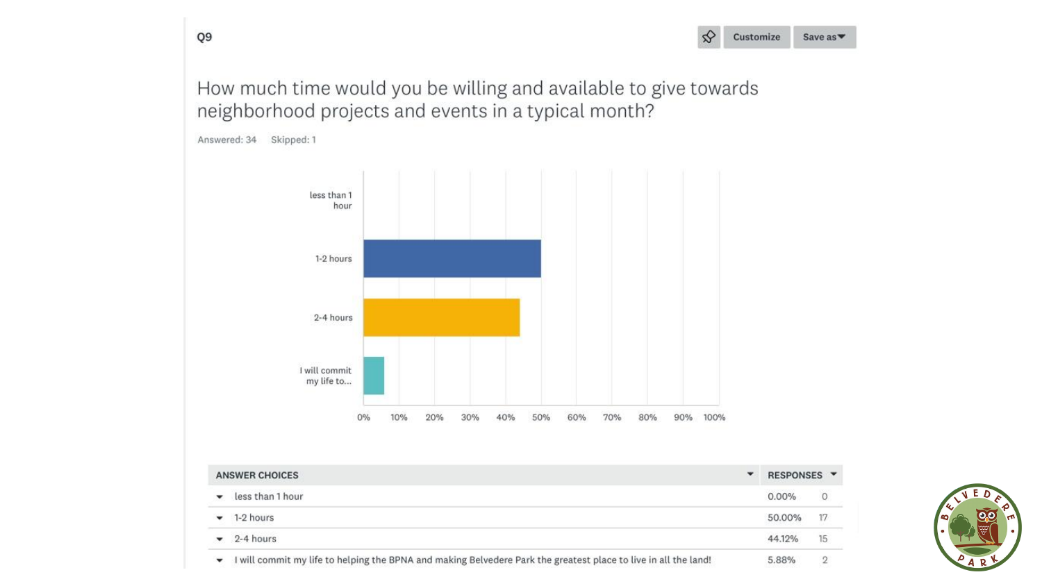## Q9

How much time would you be willing and available to give towards neighborhood projects and events in a typical month?

Answered: 34 Skipped: 1

| ANSWER CHOICES | RESPONSES | |
|---|---|---|
| less than 1 hour | 0.00% | 0 |
| 1-2 hours | 50.00% | 17 |
| 2-4 hours | 44.12% | 15 |
| I will commit my life to helping the BPNA and making Belvedere Park the greatest place to live in all the land! | 5.88% | 2 |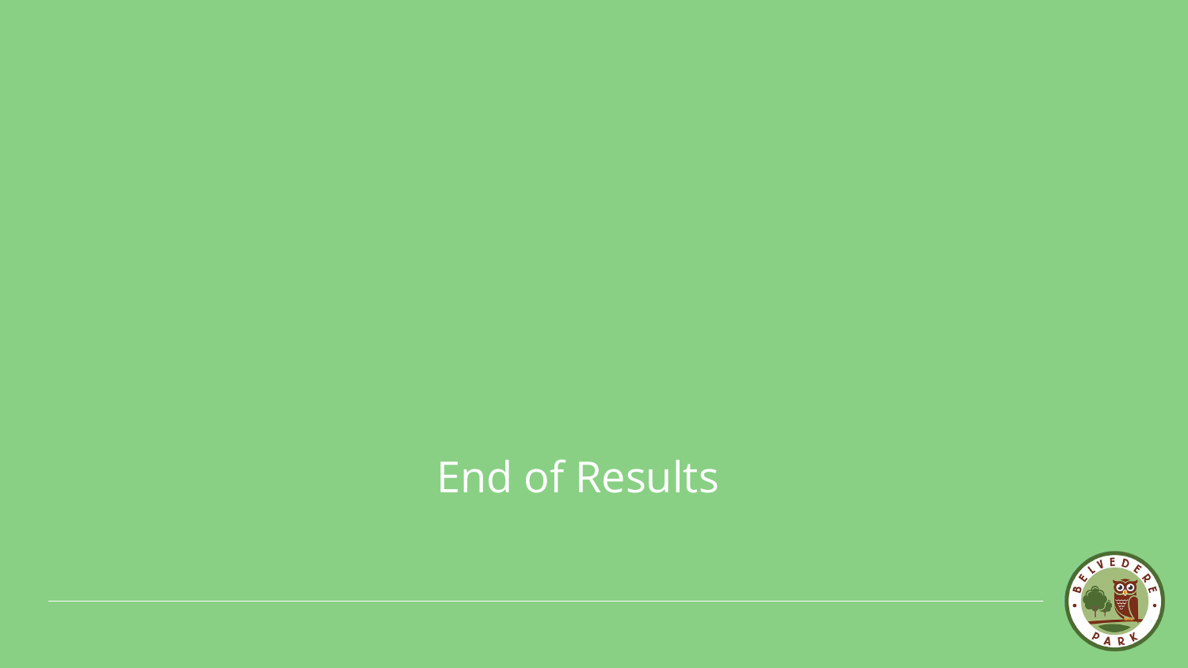# End of Results